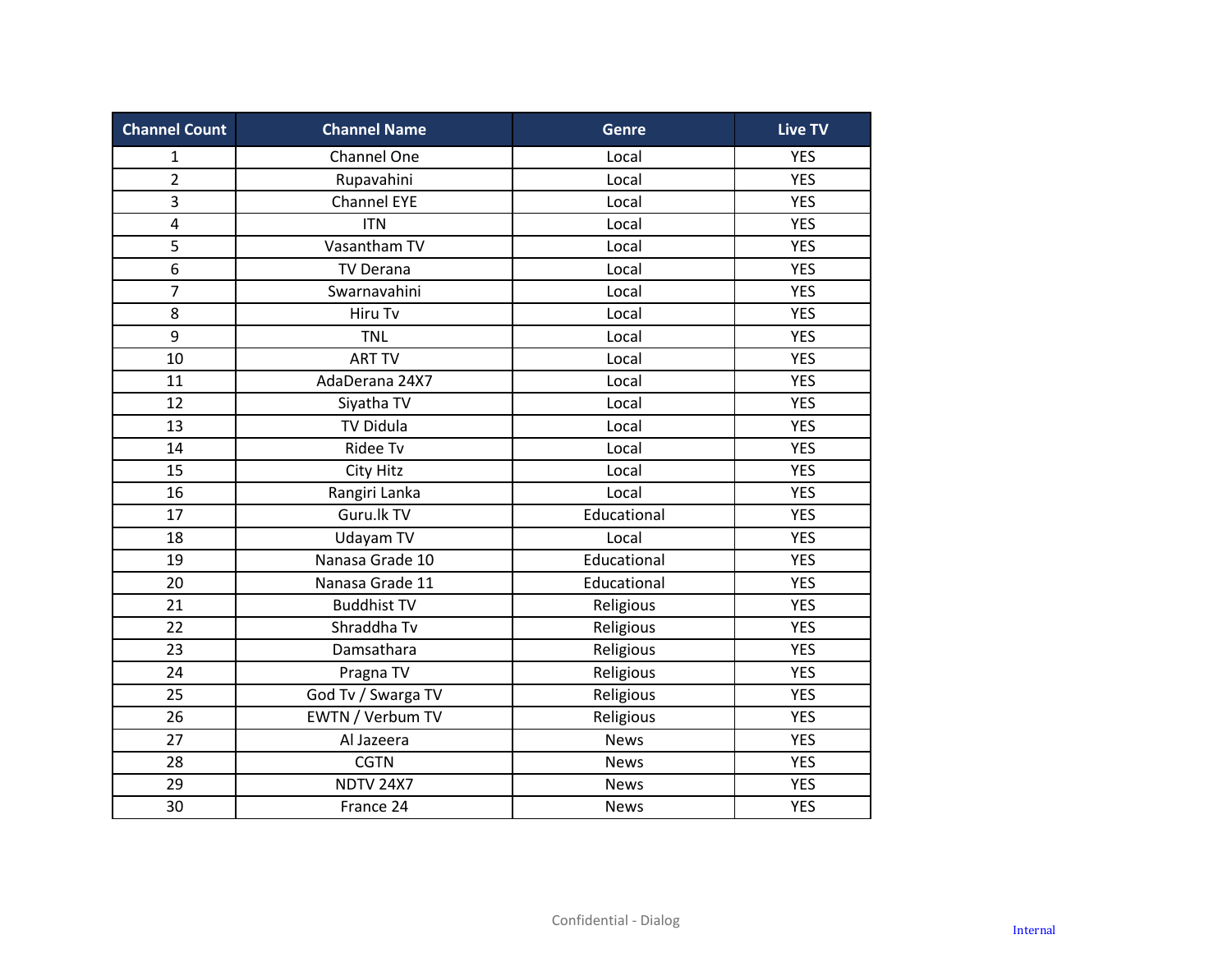| Channel Count | Channel Name | Genre | Live TV |
|---|---|---|---|
| 1 | Channel One | Local | YES |
| 2 | Rupavahini | Local | YES |
| 3 | Channel EYE | Local | YES |
| 4 | ITN | Local | YES |
| 5 | Vasantham TV | Local | YES |
| 6 | TV Derana | Local | YES |
| 7 | Swarnavahini | Local | YES |
| 8 | Hiru Tv | Local | YES |
| 9 | TNL | Local | YES |
| 10 | ART TV | Local | YES |
| 11 | AdaDerana 24X7 | Local | YES |
| 12 | Siyatha TV | Local | YES |
| 13 | TV Didula | Local | YES |
| 14 | Ridee Tv | Local | YES |
| 15 | City Hitz | Local | YES |
| 16 | Rangiri Lanka | Local | YES |
| 17 | Guru.lk TV | Educational | YES |
| 18 | Udayam TV | Local | YES |
| 19 | Nanasa Grade 10 | Educational | YES |
| 20 | Nanasa Grade 11 | Educational | YES |
| 21 | Buddhist TV | Religious | YES |
| 22 | Shraddha Tv | Religious | YES |
| 23 | Damsathara | Religious | YES |
| 24 | Pragna TV | Religious | YES |
| 25 | God Tv / Swarga TV | Religious | YES |
| 26 | EWTN / Verbum TV | Religious | YES |
| 27 | Al Jazeera | News | YES |
| 28 | CGTN | News | YES |
| 29 | NDTV 24X7 | News | YES |
| 30 | France 24 | News | YES |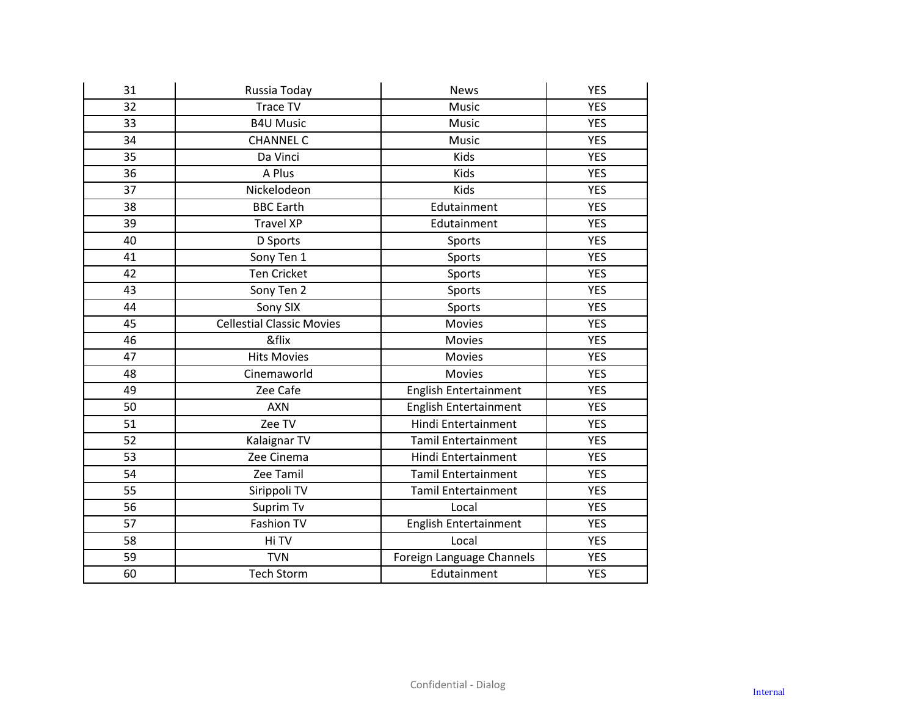| | | | |
|---|---|---|---|
| 31 | Russia Today | News | YES |
| 32 | Trace TV | Music | YES |
| 33 | B4U Music | Music | YES |
| 34 | CHANNEL C | Music | YES |
| 35 | Da Vinci | Kids | YES |
| 36 | A Plus | Kids | YES |
| 37 | Nickelodeon | Kids | YES |
| 38 | BBC Earth | Edutainment | YES |
| 39 | Travel XP | Edutainment | YES |
| 40 | D Sports | Sports | YES |
| 41 | Sony Ten 1 | Sports | YES |
| 42 | Ten Cricket | Sports | YES |
| 43 | Sony Ten 2 | Sports | YES |
| 44 | Sony SIX | Sports | YES |
| 45 | Cellestial Classic Movies | Movies | YES |
| 46 | &flix | Movies | YES |
| 47 | Hits Movies | Movies | YES |
| 48 | Cinemaworld | Movies | YES |
| 49 | Zee Cafe | English Entertainment | YES |
| 50 | AXN | English Entertainment | YES |
| 51 | Zee TV | Hindi Entertainment | YES |
| 52 | Kalaignar TV | Tamil Entertainment | YES |
| 53 | Zee Cinema | Hindi Entertainment | YES |
| 54 | Zee Tamil | Tamil Entertainment | YES |
| 55 | Sirippoli TV | Tamil Entertainment | YES |
| 56 | Suprim Tv | Local | YES |
| 57 | Fashion TV | English Entertainment | YES |
| 58 | Hi TV | Local | YES |
| 59 | TVN | Foreign Language Channels | YES |
| 60 | Tech Storm | Edutainment | YES |

Confidential - Dialog

Internal